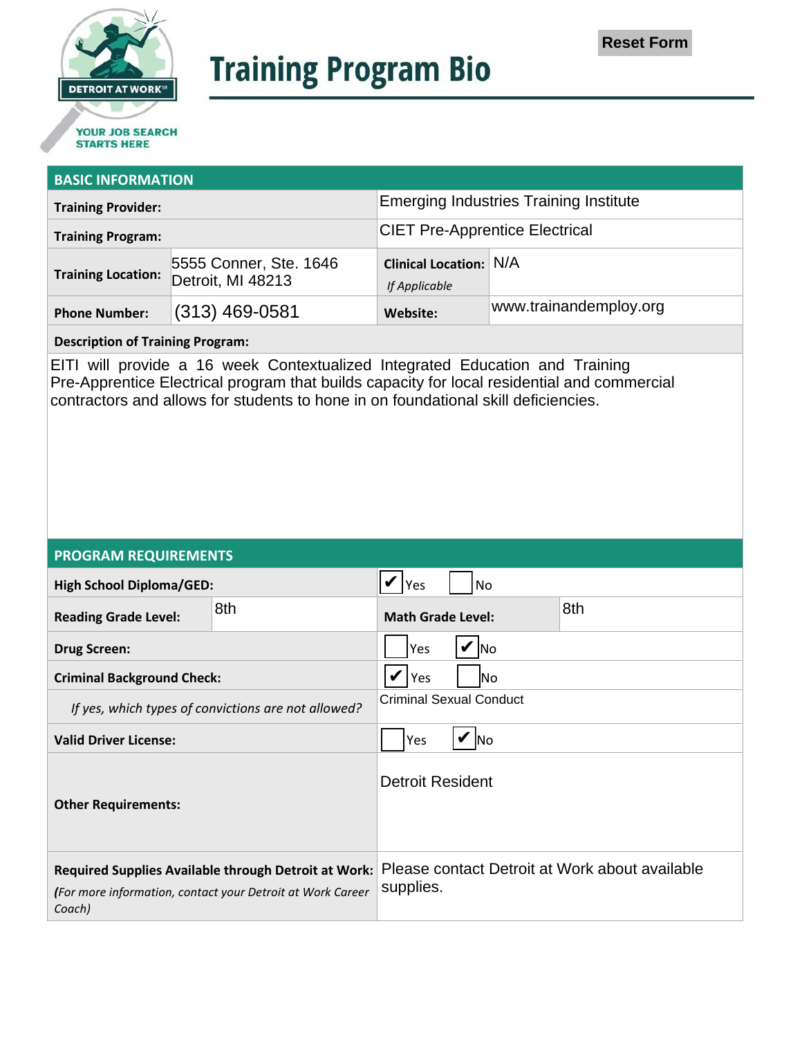DETROIT AT WORK
YOUR JOB SEARCH STARTS HERE

# Training Program Bio

Reset Form

## BASIC INFORMATION

| | | | |
|---|---|---|---|
| **Training Provider:** | | Emerging Industries Training Institute | |
| **Training Program:** | | CIET Pre-Apprentice Electrical | |
| **Training Location:** | 5555 Conner, Ste. 1646 Detroit, MI 48213 | **Clinical Location:** *If Applicable* | N/A |
| **Phone Number:** | (313) 469-0581 | **Website:** | www.trainandemploy.org |

**Description of Training Program:**

EITI will provide a 16 week Contextualized Integrated Education and Training Pre-Apprentice Electrical program that builds capacity for local residential and commercial contractors and allows for students to hone in on foundational skill deficiencies.

## PROGRAM REQUIREMENTS

| | | | |
|---|---|---|---|
| **High School Diploma/GED:** | | ☑ Yes ☐ No | |
| **Reading Grade Level:** | 8th | **Math Grade Level:** | 8th |
| **Drug Screen:** | | ☐ Yes ☑ No | |
| **Criminal Background Check:** | | ☑ Yes ☐ No | |
| *If yes, which types of convictions are not allowed?* | | Criminal Sexual Conduct | |
| **Valid Driver License:** | | ☐ Yes ☑ No | |
| **Other Requirements:** | | Detroit Resident | |
| **Required Supplies Available through Detroit at Work:** *(For more information, contact your Detroit at Work Career Coach)* | | Please contact Detroit at Work about available supplies. | |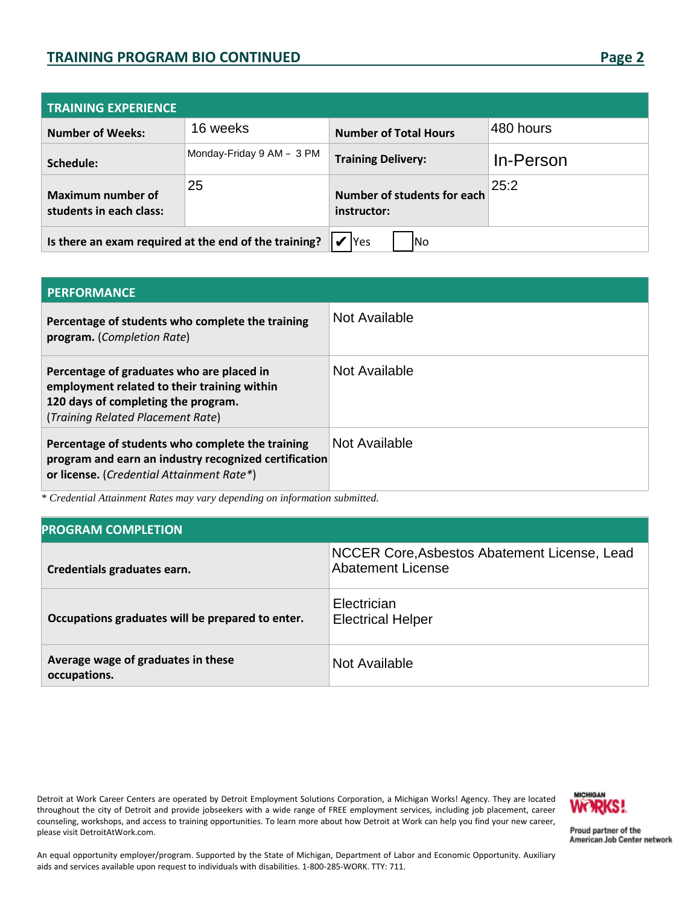## TRAINING PROGRAM BIO CONTINUED

| TRAINING EXPERIENCE | | | |
|---|---|---|---|
| **Number of Weeks:** | 16 weeks | **Number of Total Hours** | 480 hours |
| **Schedule:** | Monday-Friday 9 AM – 3 PM | **Training Delivery:** | In-Person |
| **Maximum number of students in each class:** | 25 | **Number of students for each instructor:** | 25:2 |
| **Is there an exam required at the end of the training?** | ✔ Yes ☐ No | | |

| PERFORMANCE | |
|---|---|
| **Percentage of students who complete the training program.** (*Completion Rate*) | Not Available |
| **Percentage of graduates who are placed in employment related to their training within 120 days of completing the program.** (*Training Related Placement Rate*) | Not Available |
| **Percentage of students who complete the training program and earn an industry recognized certification or license.** (*Credential Attainment Rate**) | Not Available |

*\* Credential Attainment Rates may vary depending on information submitted.*

| PROGRAM COMPLETION | |
|---|---|
| **Credentials graduates earn.** | NCCER Core,Asbestos Abatement License, Lead Abatement License |
| **Occupations graduates will be prepared to enter.** | Electrician<br>Electrical Helper |
| **Average wage of graduates in these occupations.** | Not Available |

Detroit at Work Career Centers are operated by Detroit Employment Solutions Corporation, a Michigan Works! Agency. They are located throughout the city of Detroit and provide jobseekers with a wide range of FREE employment services, including job placement, career counseling, workshops, and access to training opportunities. To learn more about how Detroit at Work can help you find your new career, please visit DetroitAtWork.com.

MICHIGAN WORKS! Proud partner of the American Job Center network

An equal opportunity employer/program. Supported by the State of Michigan, Department of Labor and Economic Opportunity. Auxiliary aids and services available upon request to individuals with disabilities. 1-800-285-WORK. TTY: 711.